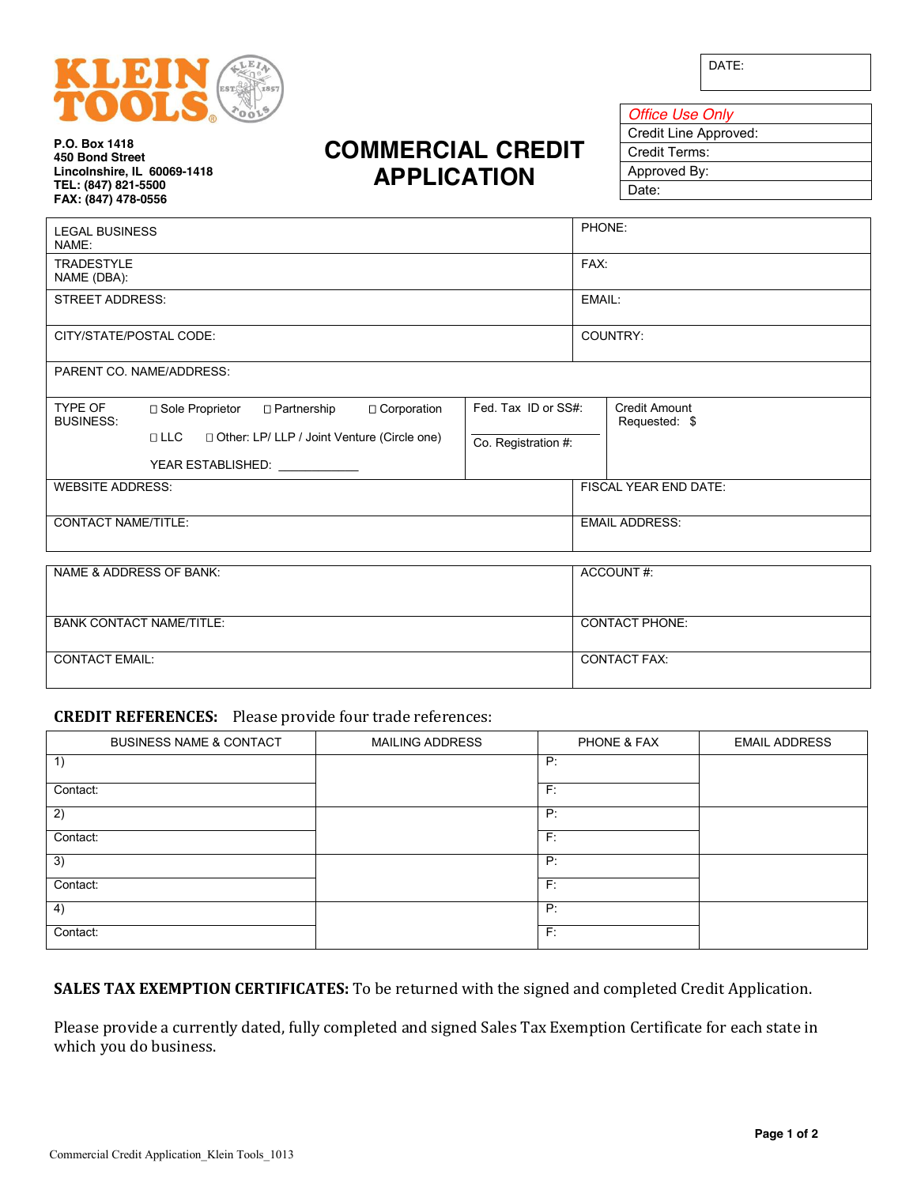KLEIN TOOLS

**P.O. Box 1418**
**450 Bond Street**
**Lincolnshire, IL 60069-1418**
**TEL: (847) 821-5500**
**FAX: (847) 478-0556**

# COMMERCIAL CREDIT APPLICATION

| DATE: |
|---|

| *Office Use Only* |
|---|
| Credit Line Approved: |
| Credit Terms: |
| Approved By: |
| Date: |

| | |
|---|---|
| LEGAL BUSINESS NAME: | PHONE: |
| TRADESTYLE NAME (DBA): | FAX: |
| STREET ADDRESS: | EMAIL: |
| CITY/STATE/POSTAL CODE: | COUNTRY: |
| PARENT CO. NAME/ADDRESS: | |

| | | |
|---|---|---|
| TYPE OF BUSINESS: ☐ Sole Proprietor ☐ Partnership ☐ Corporation ☐ LLC ☐ Other: LP/ LLP / Joint Venture (Circle one) YEAR ESTABLISHED: ____________ | Fed. Tax ID or SS#: Co. Registration #: | Credit Amount Requested: $ |

| | |
|---|---|
| WEBSITE ADDRESS: | FISCAL YEAR END DATE: |
| CONTACT NAME/TITLE: | EMAIL ADDRESS: |

| | |
|---|---|
| NAME & ADDRESS OF BANK: | ACCOUNT #: |
| BANK CONTACT NAME/TITLE: | CONTACT PHONE: |
| CONTACT EMAIL: | CONTACT FAX: |

**CREDIT REFERENCES:** Please provide four trade references:

| BUSINESS NAME & CONTACT | MAILING ADDRESS | PHONE & FAX | EMAIL ADDRESS |
|---|---|---|---|
| 1) | | P: | |
| Contact: | | F: | |
| 2) | | P: | |
| Contact: | | F: | |
| 3) | | P: | |
| Contact: | | F: | |
| 4) | | P: | |
| Contact: | | F: | |

**SALES TAX EXEMPTION CERTIFICATES:** To be returned with the signed and completed Credit Application.

Please provide a currently dated, fully completed and signed Sales Tax Exemption Certificate for each state in which you do business.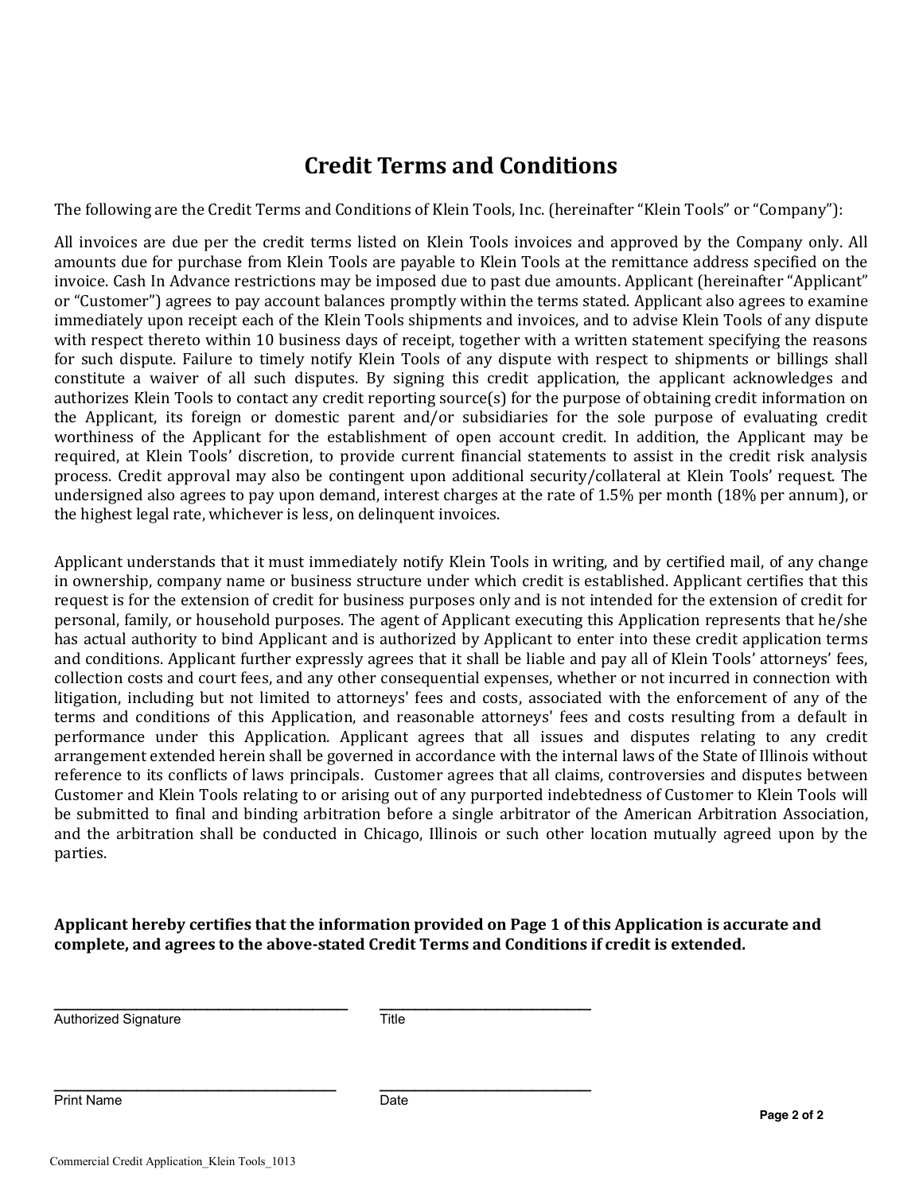# Credit Terms and Conditions

The following are the Credit Terms and Conditions of Klein Tools, Inc. (hereinafter "Klein Tools" or "Company"):

All invoices are due per the credit terms listed on Klein Tools invoices and approved by the Company only. All amounts due for purchase from Klein Tools are payable to Klein Tools at the remittance address specified on the invoice. Cash In Advance restrictions may be imposed due to past due amounts. Applicant (hereinafter "Applicant" or "Customer") agrees to pay account balances promptly within the terms stated. Applicant also agrees to examine immediately upon receipt each of the Klein Tools shipments and invoices, and to advise Klein Tools of any dispute with respect thereto within 10 business days of receipt, together with a written statement specifying the reasons for such dispute. Failure to timely notify Klein Tools of any dispute with respect to shipments or billings shall constitute a waiver of all such disputes. By signing this credit application, the applicant acknowledges and authorizes Klein Tools to contact any credit reporting source(s) for the purpose of obtaining credit information on the Applicant, its foreign or domestic parent and/or subsidiaries for the sole purpose of evaluating credit worthiness of the Applicant for the establishment of open account credit. In addition, the Applicant may be required, at Klein Tools' discretion, to provide current financial statements to assist in the credit risk analysis process. Credit approval may also be contingent upon additional security/collateral at Klein Tools' request. The undersigned also agrees to pay upon demand, interest charges at the rate of 1.5% per month (18% per annum), or the highest legal rate, whichever is less, on delinquent invoices.

Applicant understands that it must immediately notify Klein Tools in writing, and by certified mail, of any change in ownership, company name or business structure under which credit is established. Applicant certifies that this request is for the extension of credit for business purposes only and is not intended for the extension of credit for personal, family, or household purposes. The agent of Applicant executing this Application represents that he/she has actual authority to bind Applicant and is authorized by Applicant to enter into these credit application terms and conditions. Applicant further expressly agrees that it shall be liable and pay all of Klein Tools' attorneys' fees, collection costs and court fees, and any other consequential expenses, whether or not incurred in connection with litigation, including but not limited to attorneys' fees and costs, associated with the enforcement of any of the terms and conditions of this Application, and reasonable attorneys' fees and costs resulting from a default in performance under this Application. Applicant agrees that all issues and disputes relating to any credit arrangement extended herein shall be governed in accordance with the internal laws of the State of Illinois without reference to its conflicts of laws principals. Customer agrees that all claims, controversies and disputes between Customer and Klein Tools relating to or arising out of any purported indebtedness of Customer to Klein Tools will be submitted to final and binding arbitration before a single arbitrator of the American Arbitration Association, and the arbitration shall be conducted in Chicago, Illinois or such other location mutually agreed upon by the parties.

**Applicant hereby certifies that the information provided on Page 1 of this Application is accurate and complete, and agrees to the above-stated Credit Terms and Conditions if credit is extended.**

\_\_\_\_\_\_\_\_\_\_\_\_\_\_\_\_\_\_\_\_\_\_\_\_\_\_\_\_\_\_\_\_ \_\_\_\_\_\_\_\_\_\_\_\_\_\_\_\_\_\_\_\_\_\_\_\_\_\_
Authorized Signature Title

\_\_\_\_\_\_\_\_\_\_\_\_\_\_\_\_\_\_\_\_\_\_\_\_\_\_\_\_\_\_\_\_ \_\_\_\_\_\_\_\_\_\_\_\_\_\_\_\_\_\_\_\_\_\_\_\_\_\_
Print Name Date

Commercial Credit Application_Klein Tools_1013